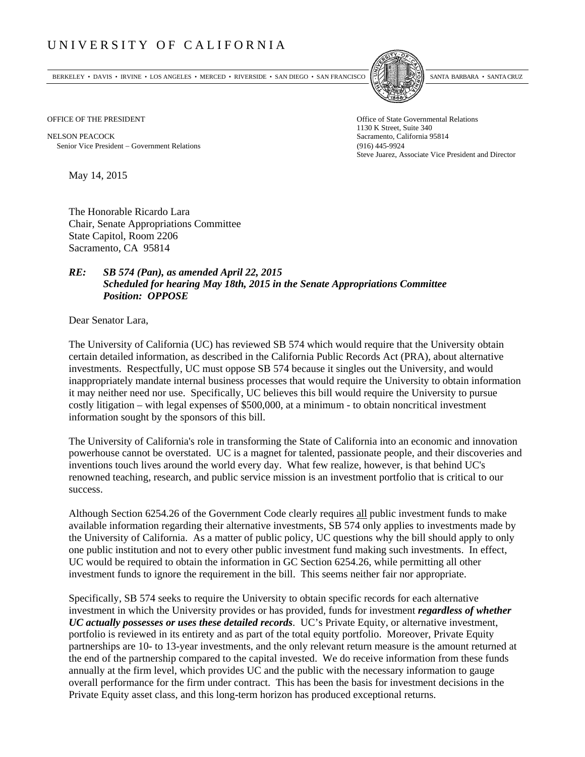# UNIVERSITY OF CALIFORNIA

BERKELEY • DAVIS • IRVINE • LOS ANGELES • MERCED • RIVERSIDE • SAN DIEGO • SAN FRANCISCO SANTA BARBARA • SANTA CRUZ

OFFICE OF THE PRESIDENT

NELSON PEACOCK
Senior Vice President – Government Relations

Office of State Governmental Relations
1130 K Street, Suite 340
Sacramento, California 95814
(916) 445-9924
Steve Juarez, Associate Vice President and Director

May 14, 2015

The Honorable Ricardo Lara
Chair, Senate Appropriations Committee
State Capitol, Room 2206
Sacramento, CA 95814

***RE: SB 574 (Pan), as amended April 22, 2015***
***Scheduled for hearing May 18th, 2015 in the Senate Appropriations Committee***
***Position: OPPOSE***

Dear Senator Lara,

The University of California (UC) has reviewed SB 574 which would require that the University obtain certain detailed information, as described in the California Public Records Act (PRA), about alternative investments. Respectfully, UC must oppose SB 574 because it singles out the University, and would inappropriately mandate internal business processes that would require the University to obtain information it may neither need nor use. Specifically, UC believes this bill would require the University to pursue costly litigation – with legal expenses of $500,000, at a minimum - to obtain noncritical investment information sought by the sponsors of this bill.

The University of California's role in transforming the State of California into an economic and innovation powerhouse cannot be overstated. UC is a magnet for talented, passionate people, and their discoveries and inventions touch lives around the world every day. What few realize, however, is that behind UC's renowned teaching, research, and public service mission is an investment portfolio that is critical to our success.

Although Section 6254.26 of the Government Code clearly requires <u>all</u> public investment funds to make available information regarding their alternative investments, SB 574 only applies to investments made by the University of California. As a matter of public policy, UC questions why the bill should apply to only one public institution and not to every other public investment fund making such investments. In effect, UC would be required to obtain the information in GC Section 6254.26, while permitting all other investment funds to ignore the requirement in the bill. This seems neither fair nor appropriate.

Specifically, SB 574 seeks to require the University to obtain specific records for each alternative investment in which the University provides or has provided, funds for investment ***regardless of whether UC actually possesses or uses these detailed records***. UC's Private Equity, or alternative investment, portfolio is reviewed in its entirety and as part of the total equity portfolio. Moreover, Private Equity partnerships are 10- to 13-year investments, and the only relevant return measure is the amount returned at the end of the partnership compared to the capital invested. We do receive information from these funds annually at the firm level, which provides UC and the public with the necessary information to gauge overall performance for the firm under contract. This has been the basis for investment decisions in the Private Equity asset class, and this long-term horizon has produced exceptional returns.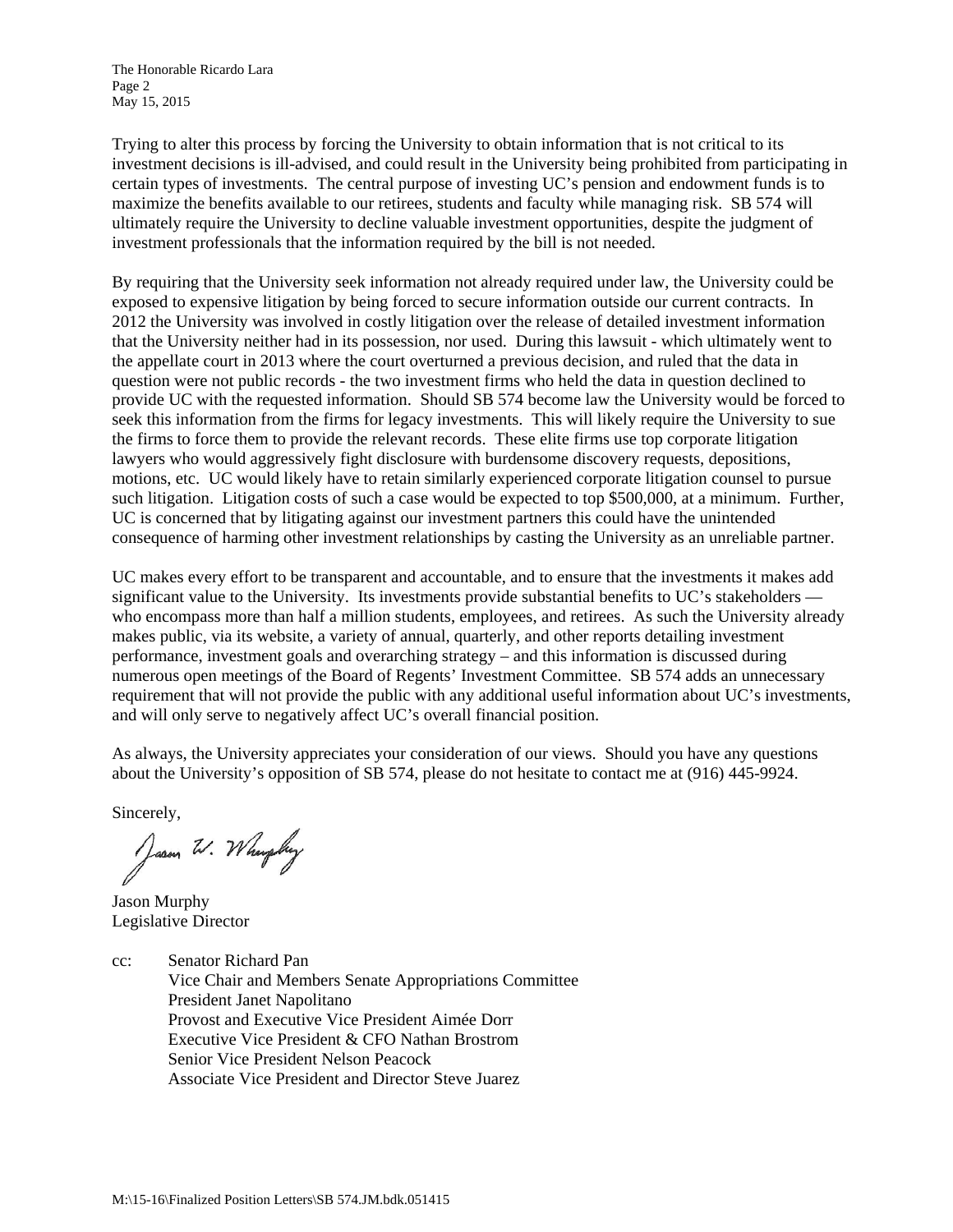Trying to alter this process by forcing the University to obtain information that is not critical to its investment decisions is ill-advised, and could result in the University being prohibited from participating in certain types of investments. The central purpose of investing UC's pension and endowment funds is to maximize the benefits available to our retirees, students and faculty while managing risk. SB 574 will ultimately require the University to decline valuable investment opportunities, despite the judgment of investment professionals that the information required by the bill is not needed.

By requiring that the University seek information not already required under law, the University could be exposed to expensive litigation by being forced to secure information outside our current contracts. In 2012 the University was involved in costly litigation over the release of detailed investment information that the University neither had in its possession, nor used. During this lawsuit - which ultimately went to the appellate court in 2013 where the court overturned a previous decision, and ruled that the data in question were not public records - the two investment firms who held the data in question declined to provide UC with the requested information. Should SB 574 become law the University would be forced to seek this information from the firms for legacy investments. This will likely require the University to sue the firms to force them to provide the relevant records. These elite firms use top corporate litigation lawyers who would aggressively fight disclosure with burdensome discovery requests, depositions, motions, etc. UC would likely have to retain similarly experienced corporate litigation counsel to pursue such litigation. Litigation costs of such a case would be expected to top $500,000, at a minimum. Further, UC is concerned that by litigating against our investment partners this could have the unintended consequence of harming other investment relationships by casting the University as an unreliable partner.

UC makes every effort to be transparent and accountable, and to ensure that the investments it makes add significant value to the University. Its investments provide substantial benefits to UC's stakeholders — who encompass more than half a million students, employees, and retirees. As such the University already makes public, via its website, a variety of annual, quarterly, and other reports detailing investment performance, investment goals and overarching strategy – and this information is discussed during numerous open meetings of the Board of Regents' Investment Committee. SB 574 adds an unnecessary requirement that will not provide the public with any additional useful information about UC's investments, and will only serve to negatively affect UC's overall financial position.

As always, the University appreciates your consideration of our views. Should you have any questions about the University's opposition of SB 574, please do not hesitate to contact me at (916) 445-9924.

Sincerely,

Jason Murphy
Legislative Director

cc: Senator Richard Pan
Vice Chair and Members Senate Appropriations Committee
President Janet Napolitano
Provost and Executive Vice President Aimée Dorr
Executive Vice President & CFO Nathan Brostrom
Senior Vice President Nelson Peacock
Associate Vice President and Director Steve Juarez

M:\15-16\Finalized Position Letters\SB 574.JM.bdk.051415